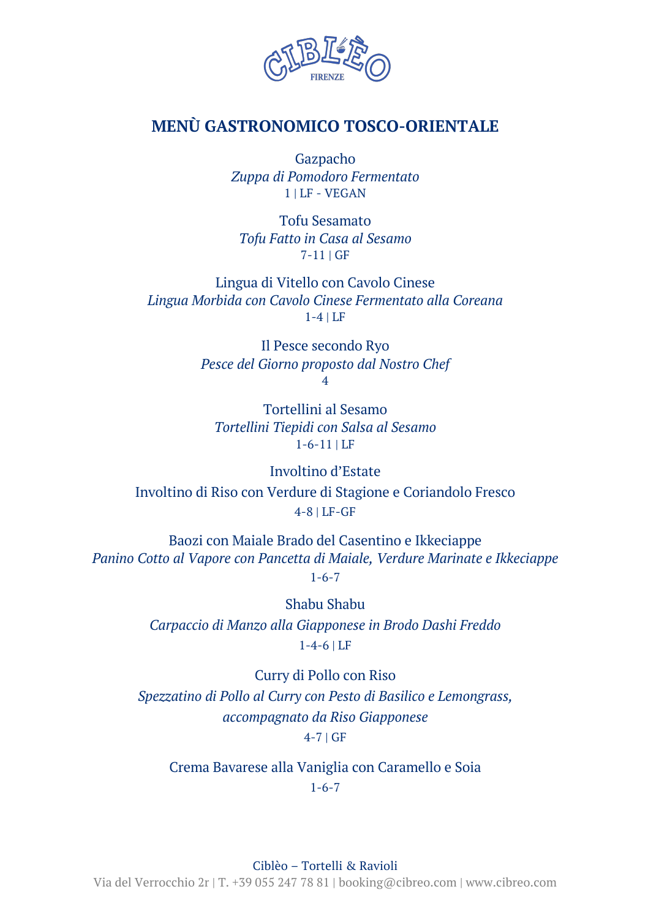CIBLÈO
FIRENZE

## MENÙ GASTRONOMICO TOSCO-ORIENTALE

Gazpacho
*Zuppa di Pomodoro Fermentato*
1 | LF - VEGAN

Tofu Sesamato
*Tofu Fatto in Casa al Sesamo*
7-11 | GF

Lingua di Vitello con Cavolo Cinese
*Lingua Morbida con Cavolo Cinese Fermentato alla Coreana*
1-4 | LF

Il Pesce secondo Ryo
*Pesce del Giorno proposto dal Nostro Chef*
4

Tortellini al Sesamo
*Tortellini Tiepidi con Salsa al Sesamo*
1-6-11 | LF

Involtino d'Estate
Involtino di Riso con Verdure di Stagione e Coriandolo Fresco
4-8 | LF-GF

Baozi con Maiale Brado del Casentino e Ikkeciappe
*Panino Cotto al Vapore con Pancetta di Maiale, Verdure Marinate e Ikkeciappe*
1-6-7

Shabu Shabu
*Carpaccio di Manzo alla Giapponese in Brodo Dashi Freddo*
1-4-6 | LF

Curry di Pollo con Riso
*Spezzatino di Pollo al Curry con Pesto di Basilico e Lemongrass, accompagnato da Riso Giapponese*
4-7 | GF

Crema Bavarese alla Vaniglia con Caramello e Soia
1-6-7

Ciblèo – Tortelli & Ravioli
Via del Verrocchio 2r | T. +39 055 247 78 81 | booking@cibreo.com | www.cibreo.com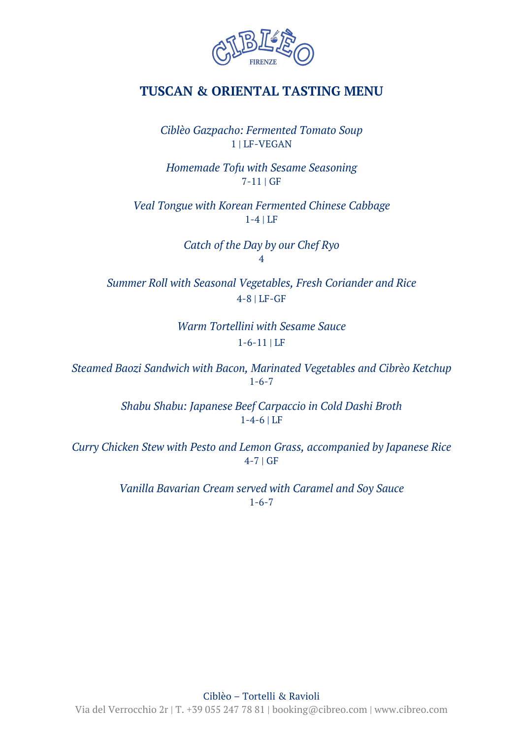# TUSCAN & ORIENTAL TASTING MENU

*Ciblèo Gazpacho: Fermented Tomato Soup*
1 | LF-VEGAN

*Homemade Tofu with Sesame Seasoning*
7-11 | GF

*Veal Tongue with Korean Fermented Chinese Cabbage*
1-4 | LF

*Catch of the Day by our Chef Ryo*
4

*Summer Roll with Seasonal Vegetables, Fresh Coriander and Rice*
4-8 | LF-GF

*Warm Tortellini with Sesame Sauce*
1-6-11 | LF

*Steamed Baozi Sandwich with Bacon, Marinated Vegetables and Cibrèo Ketchup*
1-6-7

*Shabu Shabu: Japanese Beef Carpaccio in Cold Dashi Broth*
1-4-6 | LF

*Curry Chicken Stew with Pesto and Lemon Grass, accompanied by Japanese Rice*
4-7 | GF

*Vanilla Bavarian Cream served with Caramel and Soy Sauce*
1-6-7

Ciblèo – Tortelli & Ravioli
Via del Verrocchio 2r | T. +39 055 247 78 81 | booking@cibreo.com | www.cibreo.com